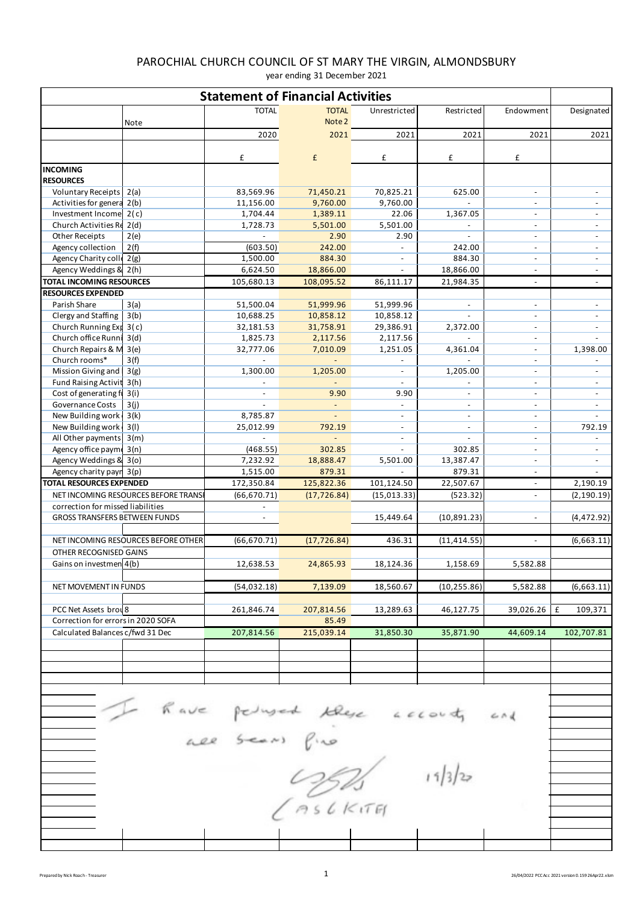# PAROCHIAL CHURCH COUNCIL OF ST MARY THE VIRGIN, ALMONDSBURY

year ending 31 December 2021

## Statement of Financial Activities

| | Note | TOTAL | TOTAL Note 2 | Unrestricted | Restricted | Endowment | Designated |
|---|---|---|---|---|---|---|---|
| | | 2020 | 2021 | 2021 | 2021 | 2021 | 2021 |
| | | £ | £ | £ | £ | £ | |
| **INCOMING RESOURCES** | | | | | | | |
| Voluntary Receipts | 2(a) | 83,569.96 | 71,450.21 | 70,825.21 | 625.00 | - | - |
| Activities for genera | 2(b) | 11,156.00 | 9,760.00 | 9,760.00 | - | - | - |
| Investment Income | 2(c) | 1,704.44 | 1,389.11 | 22.06 | 1,367.05 | - | - |
| Church Activities Re | 2(d) | 1,728.73 | 5,501.00 | 5,501.00 | - | - | - |
| Other Receipts | 2(e) | - | 2.90 | 2.90 | - | - | - |
| Agency collection | 2(f) | (603.50) | 242.00 | - | 242.00 | - | - |
| Agency Charity colle | 2(g) | 1,500.00 | 884.30 | - | 884.30 | - | - |
| Agency Weddings & | 2(h) | 6,624.50 | 18,866.00 | - | 18,866.00 | - | - |
| **TOTAL INCOMING RESOURCES** | | 105,680.13 | 108,095.52 | 86,111.17 | 21,984.35 | - | - |
| **RESOURCES EXPENDED** | | | | | | | |
| Parish Share | 3(a) | 51,500.04 | 51,999.96 | 51,999.96 | - | - | - |
| Clergy and Staffing | 3(b) | 10,688.25 | 10,858.12 | 10,858.12 | - | - | - |
| Church Running Exp | 3(c) | 32,181.53 | 31,758.91 | 29,386.91 | 2,372.00 | - | - |
| Church office Runni | 3(d) | 1,825.73 | 2,117.56 | 2,117.56 | - | - | - |
| Church Repairs & M | 3(e) | 32,777.06 | 7,010.09 | 1,251.05 | 4,361.04 | - | 1,398.00 |
| Church rooms* | 3(f) | - | - | - | - | - | - |
| Mission Giving and | 3(g) | 1,300.00 | 1,205.00 | - | 1,205.00 | - | - |
| Fund Raising Activit | 3(h) | - | - | - | - | - | - |
| Cost of generating fu | 3(i) | - | 9.90 | 9.90 | - | - | - |
| Governance Costs | 3(j) | - | - | - | - | - | - |
| New Building work | 3(k) | 8,785.87 | - | - | - | - | - |
| New Building work | 3(l) | 25,012.99 | 792.19 | - | - | - | 792.19 |
| All Other payments | 3(m) | - | - | - | - | - | - |
| Agency office payme | 3(n) | (468.55) | 302.85 | - | 302.85 | - | - |
| Agency Weddings & | 3(o) | 7,232.92 | 18,888.47 | 5,501.00 | 13,387.47 | - | - |
| Agency charity paym | 3(p) | 1,515.00 | 879.31 | - | 879.31 | - | - |
| **TOTAL RESOURCES EXPENDED** | | 172,350.84 | 125,822.36 | 101,124.50 | 22,507.67 | - | 2,190.19 |
| NET INCOMING RESOURCES BEFORE TRANSI | | (66,670.71) | (17,726.84) | (15,013.33) | (523.32) | - | (2,190.19) |
| correction for missed liabilities | | - | | | | | |
| GROSS TRANSFERS BETWEEN FUNDS | | - | | 15,449.64 | (10,891.23) | - | (4,472.92) |
| NET INCOMING RESOURCES BEFORE OTHER | | (66,670.71) | (17,726.84) | 436.31 | (11,414.55) | - | (6,663.11) |
| OTHER RECOGNISED GAINS | | | | | | | |
| Gains on investmen | 4(b) | 12,638.53 | 24,865.93 | 18,124.36 | 1,158.69 | 5,582.88 | |
| NET MOVEMENT IN FUNDS | | (54,032.18) | 7,139.09 | 18,560.67 | (10,255.86) | 5,582.88 | (6,663.11) |
| PCC Net Assets brou | 8 | 261,846.74 | 207,814.56 | 13,289.63 | 46,127.75 | 39,026.26 | £ 109,371 |
| Correction for errors in 2020 SOFA | | | 85.49 | | | | |
| Calculated Balances c/fwd 31 Dec | | 207,814.56 | 215,039.14 | 31,850.30 | 35,871.90 | 44,609.14 | 102,707.81 |

I have perused these accounts and all seems fine

19/3/22

CASLKITE

Prepared by Nick Roach - Treasurer

26/04/2022 PCC Acc 2021 version 0.159 26Apr22.xlsm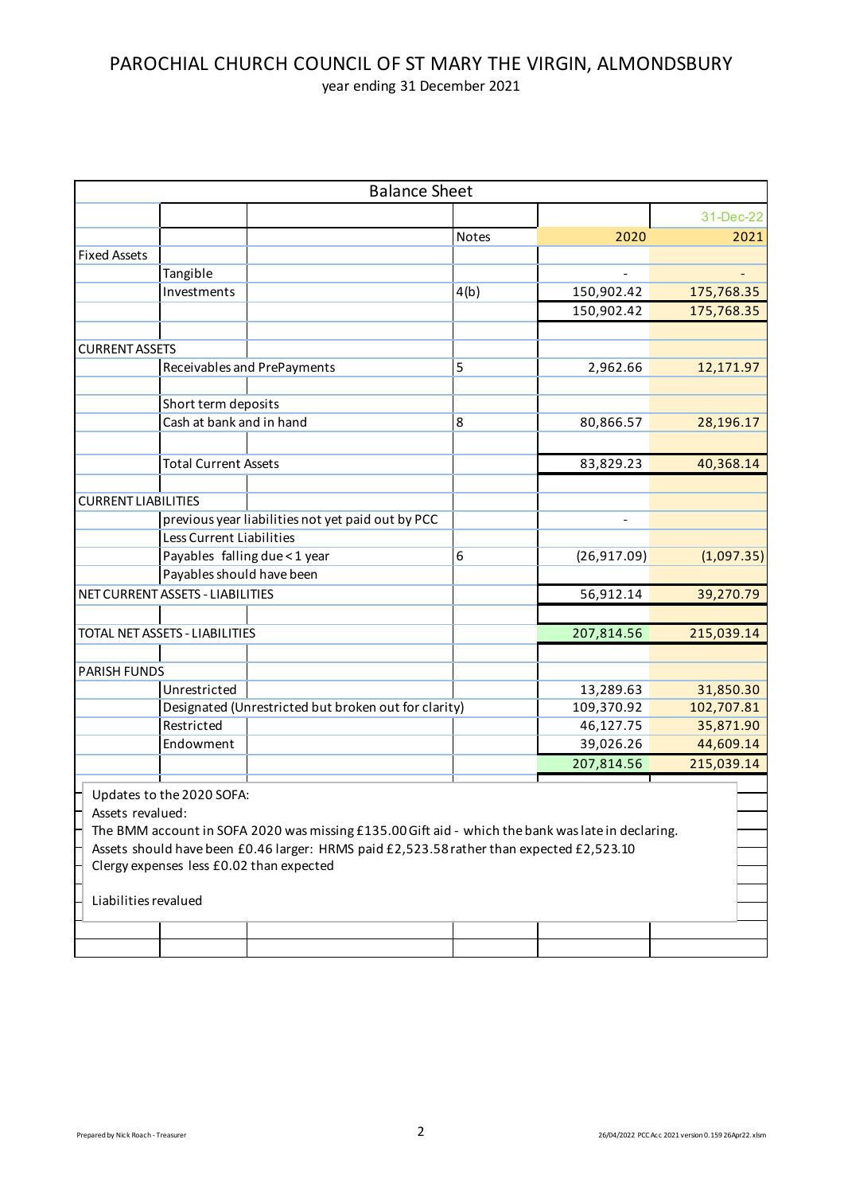# PAROCHIAL CHURCH COUNCIL OF ST MARY THE VIRGIN, ALMONDSBURY

year ending 31 December 2021

## Balance Sheet

| | | Notes | 2020 | 2021 |
|---|---|---|---|---|
| | | | | 31-Dec-22 |
| **Fixed Assets** | | | | |
| | Tangible | | - | - |
| | Investments | 4(b) | 150,902.42 | 175,768.35 |
| | | | 150,902.42 | 175,768.35 |
| | | | | |
| **CURRENT ASSETS** | | | | |
| | Receivables and PrePayments | 5 | 2,962.66 | 12,171.97 |
| | | | | |
| | Short term deposits | | | |
| | Cash at bank and in hand | 8 | 80,866.57 | 28,196.17 |
| | | | | |
| | Total Current Assets | | 83,829.23 | 40,368.14 |
| | | | | |
| **CURRENT LIABILITIES** | | | | |
| | previous year liabilities not yet paid out by PCC | | - | |
| | Less Current Liabilities | | | |
| | Payables falling due < 1 year | 6 | (26,917.09) | (1,097.35) |
| | Payables should have been | | | |
| **NET CURRENT ASSETS - LIABILITIES** | | | 56,912.14 | 39,270.79 |
| | | | | |
| **TOTAL NET ASSETS - LIABILITIES** | | | 207,814.56 | 215,039.14 |
| | | | | |
| **PARISH FUNDS** | | | | |
| | Unrestricted | | 13,289.63 | 31,850.30 |
| | Designated (Unrestricted but broken out for clarity) | | 109,370.92 | 102,707.81 |
| | Restricted | | 46,127.75 | 35,871.90 |
| | Endowment | | 39,026.26 | 44,609.14 |
| | | | 207,814.56 | 215,039.14 |

Updates to the 2020 SOFA:

Assets revalued:

The BMM account in SOFA 2020 was missing £135.00 Gift aid - which the bank was late in declaring.

Assets should have been £0.46 larger: HRMS paid £2,523.58 rather than expected £2,523.10

Clergy expenses less £0.02 than expected

Liabilities revalued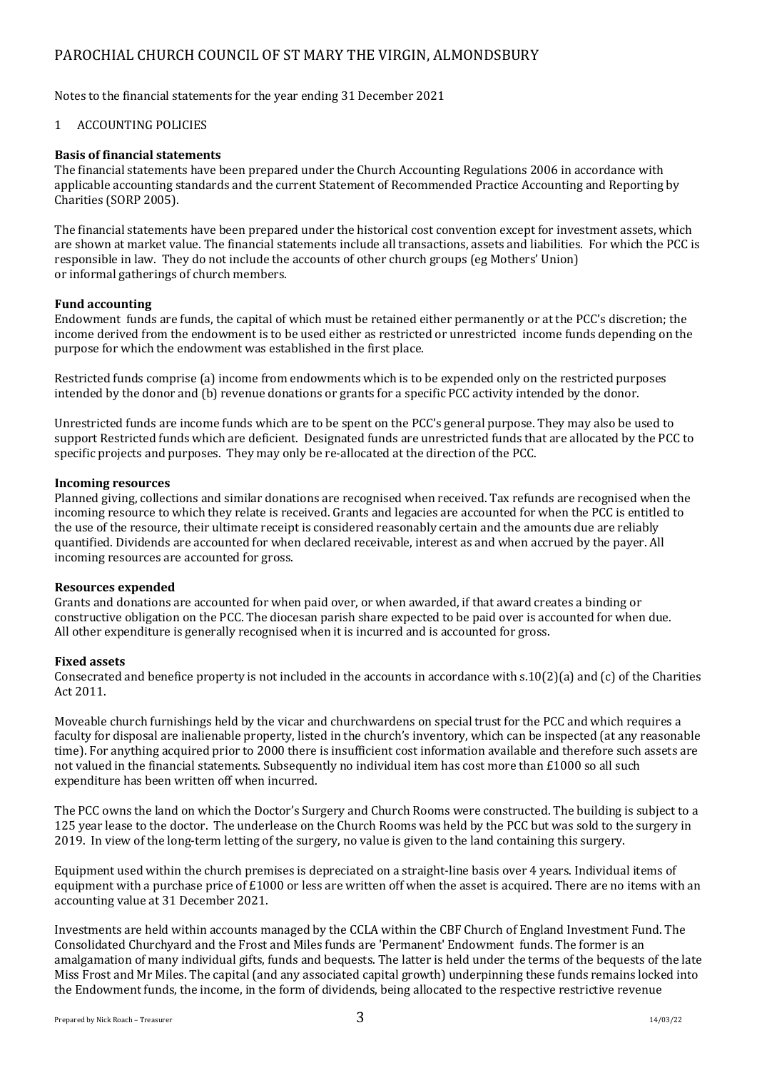# PAROCHIAL CHURCH COUNCIL OF ST MARY THE VIRGIN, ALMONDSBURY

Notes to the financial statements for the year ending 31 December 2021

## 1 ACCOUNTING POLICIES

**Basis of financial statements**

The financial statements have been prepared under the Church Accounting Regulations 2006 in accordance with applicable accounting standards and the current Statement of Recommended Practice Accounting and Reporting by Charities (SORP 2005).

The financial statements have been prepared under the historical cost convention except for investment assets, which are shown at market value. The financial statements include all transactions, assets and liabilities. For which the PCC is responsible in law. They do not include the accounts of other church groups (eg Mothers' Union) or informal gatherings of church members.

**Fund accounting**

Endowment funds are funds, the capital of which must be retained either permanently or at the PCC's discretion; the income derived from the endowment is to be used either as restricted or unrestricted income funds depending on the purpose for which the endowment was established in the first place.

Restricted funds comprise (a) income from endowments which is to be expended only on the restricted purposes intended by the donor and (b) revenue donations or grants for a specific PCC activity intended by the donor.

Unrestricted funds are income funds which are to be spent on the PCC's general purpose. They may also be used to support Restricted funds which are deficient. Designated funds are unrestricted funds that are allocated by the PCC to specific projects and purposes. They may only be re-allocated at the direction of the PCC.

**Incoming resources**

Planned giving, collections and similar donations are recognised when received. Tax refunds are recognised when the incoming resource to which they relate is received. Grants and legacies are accounted for when the PCC is entitled to the use of the resource, their ultimate receipt is considered reasonably certain and the amounts due are reliably quantified. Dividends are accounted for when declared receivable, interest as and when accrued by the payer. All incoming resources are accounted for gross.

**Resources expended**

Grants and donations are accounted for when paid over, or when awarded, if that award creates a binding or constructive obligation on the PCC. The diocesan parish share expected to be paid over is accounted for when due. All other expenditure is generally recognised when it is incurred and is accounted for gross.

**Fixed assets**

Consecrated and benefice property is not included in the accounts in accordance with s.10(2)(a) and (c) of the Charities Act 2011.

Moveable church furnishings held by the vicar and churchwardens on special trust for the PCC and which requires a faculty for disposal are inalienable property, listed in the church's inventory, which can be inspected (at any reasonable time). For anything acquired prior to 2000 there is insufficient cost information available and therefore such assets are not valued in the financial statements. Subsequently no individual item has cost more than £1000 so all such expenditure has been written off when incurred.

The PCC owns the land on which the Doctor's Surgery and Church Rooms were constructed. The building is subject to a 125 year lease to the doctor. The underlease on the Church Rooms was held by the PCC but was sold to the surgery in 2019. In view of the long-term letting of the surgery, no value is given to the land containing this surgery.

Equipment used within the church premises is depreciated on a straight-line basis over 4 years. Individual items of equipment with a purchase price of £1000 or less are written off when the asset is acquired. There are no items with an accounting value at 31 December 2021.

Investments are held within accounts managed by the CCLA within the CBF Church of England Investment Fund. The Consolidated Churchyard and the Frost and Miles funds are 'Permanent' Endowment funds. The former is an amalgamation of many individual gifts, funds and bequests. The latter is held under the terms of the bequests of the late Miss Frost and Mr Miles. The capital (and any associated capital growth) underpinning these funds remains locked into the Endowment funds, the income, in the form of dividends, being allocated to the respective restrictive revenue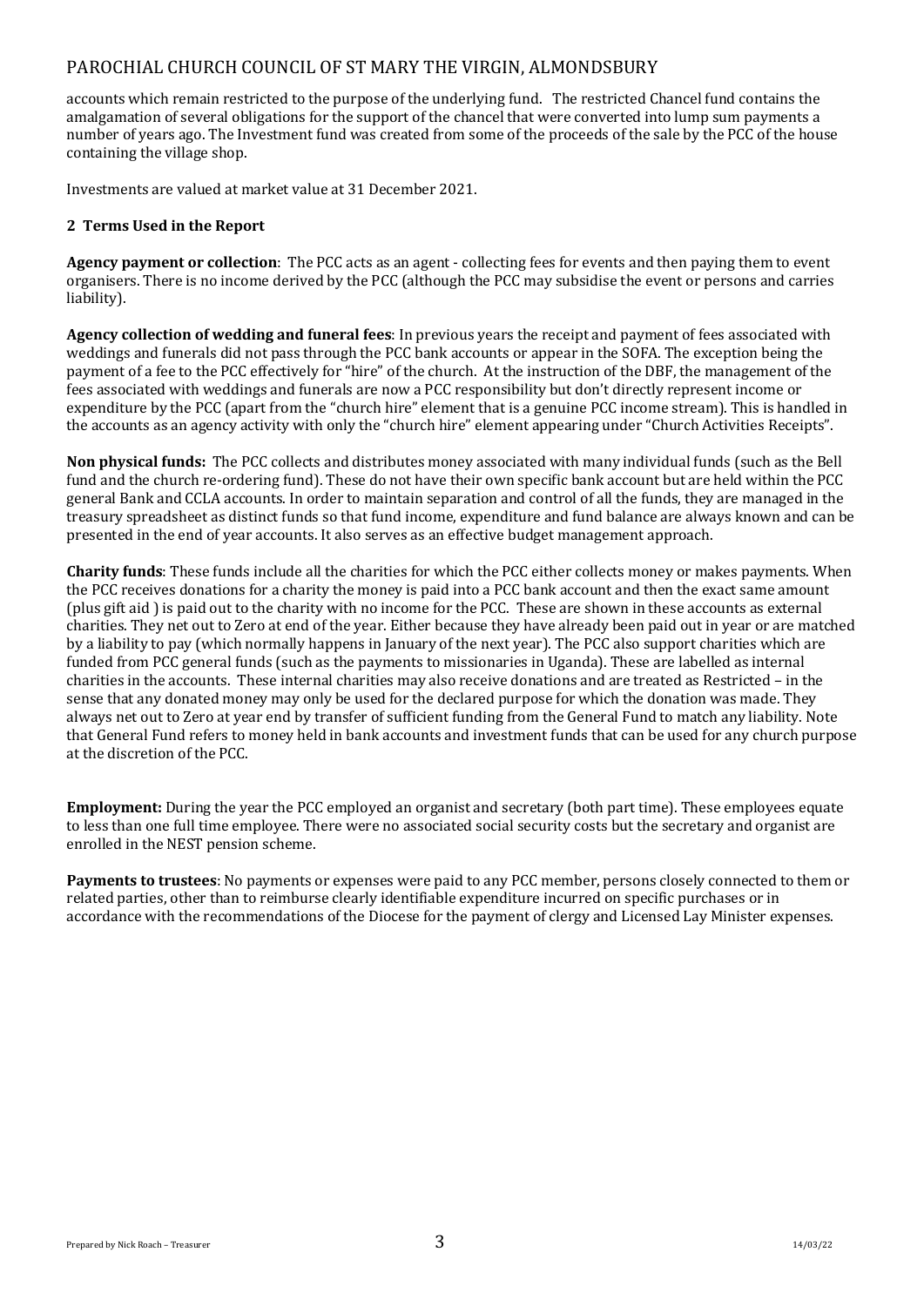accounts which remain restricted to the purpose of the underlying fund. The restricted Chancel fund contains the amalgamation of several obligations for the support of the chancel that were converted into lump sum payments a number of years ago. The Investment fund was created from some of the proceeds of the sale by the PCC of the house containing the village shop.

Investments are valued at market value at 31 December 2021.

### 2 Terms Used in the Report

**Agency payment or collection**: The PCC acts as an agent - collecting fees for events and then paying them to event organisers. There is no income derived by the PCC (although the PCC may subsidise the event or persons and carries liability).

**Agency collection of wedding and funeral fees**: In previous years the receipt and payment of fees associated with weddings and funerals did not pass through the PCC bank accounts or appear in the SOFA. The exception being the payment of a fee to the PCC effectively for "hire" of the church. At the instruction of the DBF, the management of the fees associated with weddings and funerals are now a PCC responsibility but don't directly represent income or expenditure by the PCC (apart from the "church hire" element that is a genuine PCC income stream). This is handled in the accounts as an agency activity with only the "church hire" element appearing under "Church Activities Receipts".

**Non physical funds:** The PCC collects and distributes money associated with many individual funds (such as the Bell fund and the church re-ordering fund). These do not have their own specific bank account but are held within the PCC general Bank and CCLA accounts. In order to maintain separation and control of all the funds, they are managed in the treasury spreadsheet as distinct funds so that fund income, expenditure and fund balance are always known and can be presented in the end of year accounts. It also serves as an effective budget management approach.

**Charity funds**: These funds include all the charities for which the PCC either collects money or makes payments. When the PCC receives donations for a charity the money is paid into a PCC bank account and then the exact same amount (plus gift aid ) is paid out to the charity with no income for the PCC. These are shown in these accounts as external charities. They net out to Zero at end of the year. Either because they have already been paid out in year or are matched by a liability to pay (which normally happens in January of the next year). The PCC also support charities which are funded from PCC general funds (such as the payments to missionaries in Uganda). These are labelled as internal charities in the accounts. These internal charities may also receive donations and are treated as Restricted – in the sense that any donated money may only be used for the declared purpose for which the donation was made. They always net out to Zero at year end by transfer of sufficient funding from the General Fund to match any liability. Note that General Fund refers to money held in bank accounts and investment funds that can be used for any church purpose at the discretion of the PCC.

**Employment:** During the year the PCC employed an organist and secretary (both part time). These employees equate to less than one full time employee. There were no associated social security costs but the secretary and organist are enrolled in the NEST pension scheme.

**Payments to trustees**: No payments or expenses were paid to any PCC member, persons closely connected to them or related parties, other than to reimburse clearly identifiable expenditure incurred on specific purchases or in accordance with the recommendations of the Diocese for the payment of clergy and Licensed Lay Minister expenses.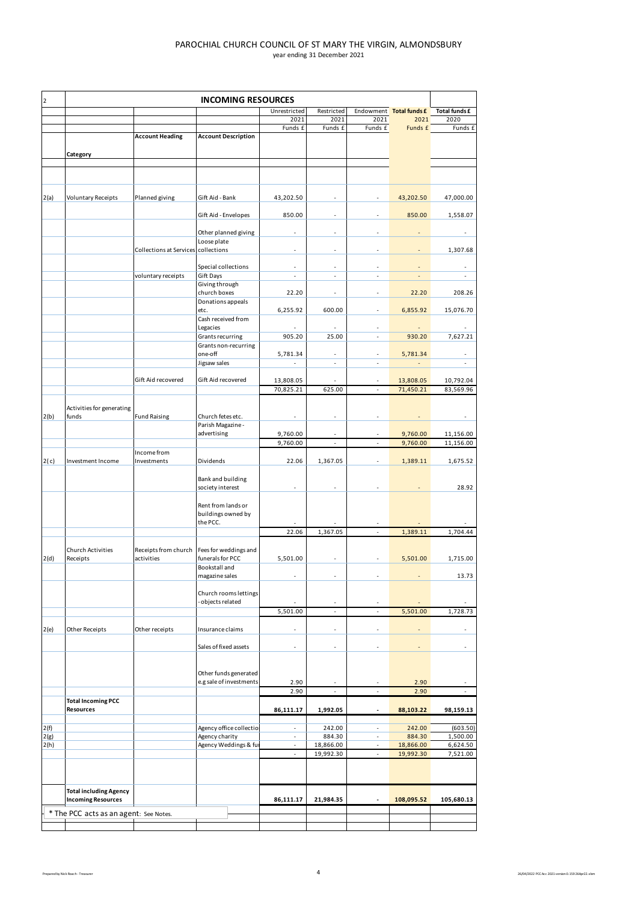# PAROCHIAL CHURCH COUNCIL OF ST MARY THE VIRGIN, ALMONDSBURY

year ending 31 December 2021

| 2 | | INCOMING RESOURCES | | | | | | |
|---|---|---|---|---|---|---|---|---|
| | | | | Unrestricted 2021 Funds £ | Restricted 2021 Funds £ | Endowment 2021 Funds £ | Total funds £ 2021 Funds £ | Total funds £ 2020 Funds £ |
| | Category | Account Heading | Account Description | | | | | |
| 2(a) | Voluntary Receipts | Planned giving | Gift Aid - Bank | 43,202.50 | - | - | 43,202.50 | 47,000.00 |
| | | | Gift Aid - Envelopes | 850.00 | - | - | 850.00 | 1,558.07 |
| | | | Other planned giving | - | - | - | - | - |
| | | Collections at Services | Loose plate collections | - | - | - | - | 1,307.68 |
| | | | Special collections | - | - | - | - | - |
| | | voluntary receipts | Gift Days | - | - | - | - | - |
| | | | Giving through church boxes | 22.20 | - | - | 22.20 | 208.26 |
| | | | Donations appeals etc. | 6,255.92 | 600.00 | - | 6,855.92 | 15,076.70 |
| | | | Cash received from Legacies | - | - | - | - | - |
| | | | Grants recurring | 905.20 | 25.00 | - | 930.20 | 7,627.21 |
| | | | Grants non-recurring one-off | 5,781.34 | - | - | 5,781.34 | - |
| | | | Jigsaw sales | - | - | - | - | - |
| | | Gift Aid recovered | Gift Aid recovered | 13,808.05 | - | - | 13,808.05 | 10,792.04 |
| | | | | 70,825.21 | 625.00 | - | 71,450.21 | 83,569.96 |
| 2(b) | Activities for generating funds | Fund Raising | Church fetes etc. | - | - | - | - | - |
| | | | Parish Magazine - advertising | 9,760.00 | - | - | 9,760.00 | 11,156.00 |
| | | | | 9,760.00 | - | - | 9,760.00 | 11,156.00 |
| 2(c) | Investment Income | Income from Investments | Dividends | 22.06 | 1,367.05 | - | 1,389.11 | 1,675.52 |
| | | | Bank and building society interest | - | - | - | - | 28.92 |
| | | | Rent from lands or buildings owned by the PCC. | - | - | - | - | - |
| | | | | 22.06 | 1,367.05 | - | 1,389.11 | 1,704.44 |
| 2(d) | Church Activities Receipts | Receipts from church activities | Fees for weddings and funerals for PCC | 5,501.00 | - | - | 5,501.00 | 1,715.00 |
| | | | Bookstall and magazine sales | - | - | - | - | 13.73 |
| | | | Church rooms lettings - objects related | - | - | - | - | - |
| | | | | 5,501.00 | - | - | 5,501.00 | 1,728.73 |
| 2(e) | Other Receipts | Other receipts | Insurance claims | - | - | - | - | - |
| | | | Sales of fixed assets | - | - | - | - | - |
| | | | Other funds generated e.g sale of investments | 2.90 | - | - | 2.90 | - |
| | | | | 2.90 | - | - | 2.90 | - |
| | **Total Incoming PCC Resources** | | | **86,111.17** | **1,992.05** | **-** | **88,103.22** | **98,159.13** |
| 2(f) | | | Agency office collectio | - | 242.00 | - | 242.00 | (603.50) |
| 2(g) | | | Agency charity | - | 884.30 | - | 884.30 | 1,500.00 |
| 2(h) | | | Agency Weddings & fu | - | 18,866.00 | - | 18,866.00 | 6,624.50 |
| | | | | - | 19,992.30 | - | 19,992.30 | 7,521.00 |
| | **Total including Agency Incoming Resources** | | | **86,111.17** | **21,984.35** | **-** | **108,095.52** | **105,680.13** |

* The PCC acts as an agent: See Notes.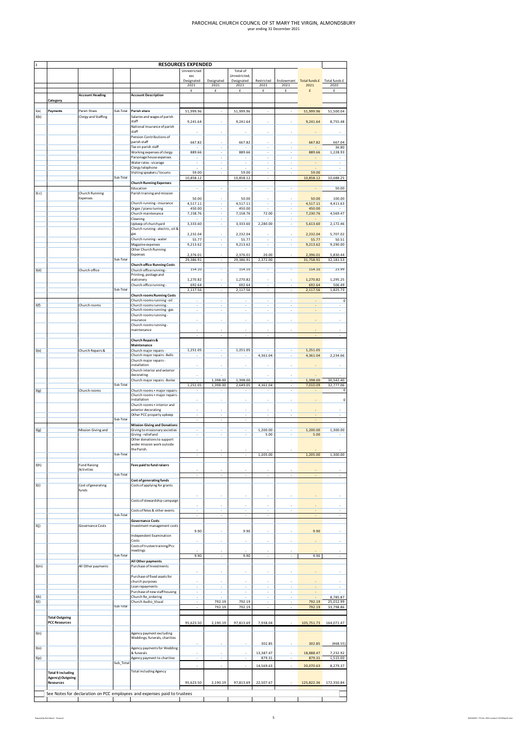# PAROCHIAL CHURCH COUNCIL OF ST MARY THE VIRGIN, ALMONDSBURY

year ending 31 December 2021

| 3 | RESOURCES EXPENDED | | | | | | | | | | |
|---|---|---|---|---|---|---|---|---|---|---|---|
| | | | | | Unrestricted exc Designated 2021 | Designated 2021 | Total of Unrestricted, Designated 2021 | Restricted 2021 | Endowment 2021 | Total funds £ 2021 | Total funds £ 2020 |
| | | | | | £ | £ | £ | £ | £ | £ | £ |
| | Category | Account Heading | | Account Description | | | | | | | |
| 3(a) | Payments | Parish Share | Sub-Total | Parish share | 51,999.96 | - | 51,999.96 | - | - | 51,999.96 | 51,500.04 |
| 3(b) | | Clergy and Staffing | | Salaries and wages of parish staff | 9,241.64 | - | 9,241.64 | - | - | 9,241.64 | 8,755.48 |
| | | | | National Insurance of parish staff | - | - | - | - | - | - | - |
| | | | | Pension Contributions of parish staff | 667.82 | - | 667.82 | - | - | 667.82 | 667.04 |
| | | | | Tax on parish staff | - | - | - | - | - | - | 36.80 |
| | | | | Working expenses of clergy | 889.66 | - | 889.66 | - | - | 889.66 | 1,228.93 |
| | | | | Parsonage house expenses | - | - | - | - | - | - | - |
| | | | | Water rates - vicarage | - | - | - | - | - | - | - |
| | | | | Clergy telephone | - | - | - | - | - | - | - |
| | | | | Visiting speakers / locums | 59.00 | - | 59.00 | - | - | 59.00 | - |
| | | | Sub-Total | | 10,858.12 | | 10,858.12 | - | | 10,858.12 | 10,688.25 |
| | | | | **Church Running Expenses** | | | | | | | |
| | | | | Education | - | - | - | - | - | - | 50.00 |
| 3(c) | | Church Running Expenses | | Parish training and mission | 50.00 | - | 50.00 | - | - | 50.00 | 100.00 |
| | | | | Church running - insurance | 4,517.11 | - | 4,517.11 | - | - | 4,517.11 | 4,411.63 |
| | | | | Organ / piano tuning | 450.00 | - | 450.00 | - | - | 450.00 | - |
| | | | | Church maintenance | 7,158.76 | - | 7,158.76 | 72.00 | - | 7,230.76 | 4,569.47 |
| | | | | Cleaning | - | - | - | - | - | - | - |
| | | | | Upkeep of churchyard | 3,333.60 | - | 3,333.60 | 2,280.00 | - | 5,613.60 | 2,172.46 |
| | | | | Church running - electric, oil & gas | 2,232.04 | - | 2,232.04 | - | - | 2,232.04 | 5,707.02 |
| | | | | Church running - water | 55.77 | - | 55.77 | - | - | 55.77 | 50.51 |
| | | | | Magazine expenses | 9,213.62 | - | 9,213.62 | - | - | 9,213.62 | 9,290.00 |
| | | | | Other Church Running Expenses | 2,376.01 | - | 2,376.01 | 20.00 | - | 2,396.01 | 5,830.44 |
| | | | Sub-Total | | 29,386.91 | - | 29,386.91 | 2,372.00 | | 31,758.91 | 32,181.53 |
| | | | | **Church Office Running Costs** | | | | | | | |
| 3(d) | | Church office | | Church office running - | 154.10 | - | 154.10 | - | - | 154.10 | 23.99 |
| | | | | Printing, postage and stationery | 1,270.82 | - | 1,270.82 | - | - | 1,270.82 | 1,295.25 |
| | | | | Church office running - | 692.64 | - | 692.64 | - | - | 692.64 | 506.49 |
| | | | Sub-Total | | 2,117.56 | - | 2,117.56 | - | - | 2,117.56 | 1,825.73 |
| | | | | **Church Rooms Running Costs** | | | | | | | |
| | | | | Church rooms running - oil | - | - | - | - | - | - | 0 |
| 3(f) | | Church rooms | | Church rooms running - | - | - | - | - | - | - | - |
| | | | | Church rooms running - gas | - | - | - | - | - | - | - |
| | | | | Church rooms running - insurance | - | - | - | - | - | - | - |
| | | | | Church rooms running - maintenance | - | - | - | - | - | - | - |
| | | | | | - | - | - | - | | - | - |
| | | | | **Church Repairs & Maintenance** | | | | | | | |
| 3(e) | | Church Repairs & | | Church major repairs - | 1,251.05 | - | 1,251.05 | - | - | 1,251.05 | - |
| | | | | Church major repairs - Bells | - | - | - | 4,361.04 | - | 4,361.04 | 2,234.66 |
| | | | | Church major repairs - installation | - | - | - | - | - | - | - |
| | | | | Church interior and exterior decorating | - | - | - | - | - | - | - |
| | | | | Church major repairs - Boiler | - | 1,398.00 | 1,398.00 | - | - | 1,398.00 | 30,542.40 |
| | | | Sub-Total | | 1,251.05 | 1,398.00 | 2,649.05 | 4,361.04 | - | 7,010.09 | 32,777.06 |
| 3(g) | | Church rooms | | Church rooms + major repairs - | - | - | - | - | - | - | 0 |
| | | | | Church rooms + major repairs - installation | - | - | - | - | - | - | 0 |
| | | | | Church rooms + interior and exterior decorating | - | - | - | - | - | - | - |
| | | | | Other PCC property upkeep | - | - | - | - | - | - | - |
| | | | Sub-Total | | - | - | - | - | | - | - |
| | | | | **Mission Giving and Donations** | | | | | | | |
| 3(g) | | Mission Giving and | | Giving to missionary societies | - | - | - | 1,200.00 | - | 1,200.00 | 1,300.00 |
| | | | | Giving - relief and | - | - | - | 5.00 | - | 5.00 | - |
| | | | | Other donations to support wider mission work outside the Parish. | - | - | - | - | - | - | - |
| | | | Sub-Total | | - | - | - | 1,205.00 | | 1,205.00 | 1,300.00 |
| 3(h) | | Fund Raising Activities | | Fees paid to fund raisers | - | - | - | - | - | - | - |
| | | | Sub-Total | | - | - | - | - | - | - | - |
| | | | | **Cost of generating funds** | | | | | | | |
| 3(i) | | Cost of generating funds | | Costs of applying for grants | - | - | - | - | - | - | - |
| | | | | Costs of stewardship campaign | - | - | - | - | - | - | - |
| | | | | Costs of fetes & other events | - | - | - | - | - | - | - |
| | | | Sub-Total | | - | - | - | - | | - | - |
| | | | | **Governance Costs** | | | | | | | |
| 3(j) | | Governance Costs | | Investment management costs | 9.90 | - | 9.90 | - | - | 9.90 | - |
| | | | | Independent Examination Costs | - | - | - | - | - | - | - |
| | | | | Costs of trustee training/Pcc meetings | - | - | - | - | - | - | - |
| | | | Sub-Total | | 9.90 | - | 9.90 | - | - | 9.90 | - |
| | | | | **All Other payments** | | | | | | | |
| 3(m) | | All Other payments | | Purchase of Investments | - | - | - | - | - | - | - |
| | | | | Purchase of fixed assets for church purposes | - | - | - | - | - | - | - |
| | | | | Loan repayments | - | - | - | - | - | - | - |
| | | | | Purchase of new staff housing | - | - | - | - | - | - | - |
| 3(k) | | | | Church Re_ordering | - | - | - | - | - | - | 8,785.87 |
| 3(l) | | | | Church Audio_Visual | - | 792.19 | 792.19 | - | - | 792.19 | 25,012.99 |
| | | | Sub-Total | | - | 792.19 | 792.19 | - | - | 792.19 | 33,798.86 |
| | **Total Outgoing PCC Resources** | | | | 95,623.50 | 2,190.19 | 97,813.69 | 7,938.04 | - | 105,751.73 | 164,071.47 |
| 3(n) | | | | Agency payment excluding Weddings, funerals, charities | - | - | - | 302.85 | - | 302.85 | (468.55) |
| 3(o) | | | | Agency payments for Wedding & funerals | - | - | - | 13,387.47 | - | 18,888.47 | 7,232.92 |
| 3(p) | | | | Agency payment to charities | - | - | - | 879.31 | - | 879.31 | 1,515.00 |
| | | | Sub_Total | | - | - | - | 14,569.63 | - | 20,070.63 | 8,279.37 |
| | **Total 9 including Agency) Outgoing Resources** | | | Total including Agency | 95,623.50 | 2,190.19 | 97,813.69 | 22,507.67 | - | 125,822.36 | 172,350.84 |

See Notes for declaration on PCC employees and expenses paid to trustees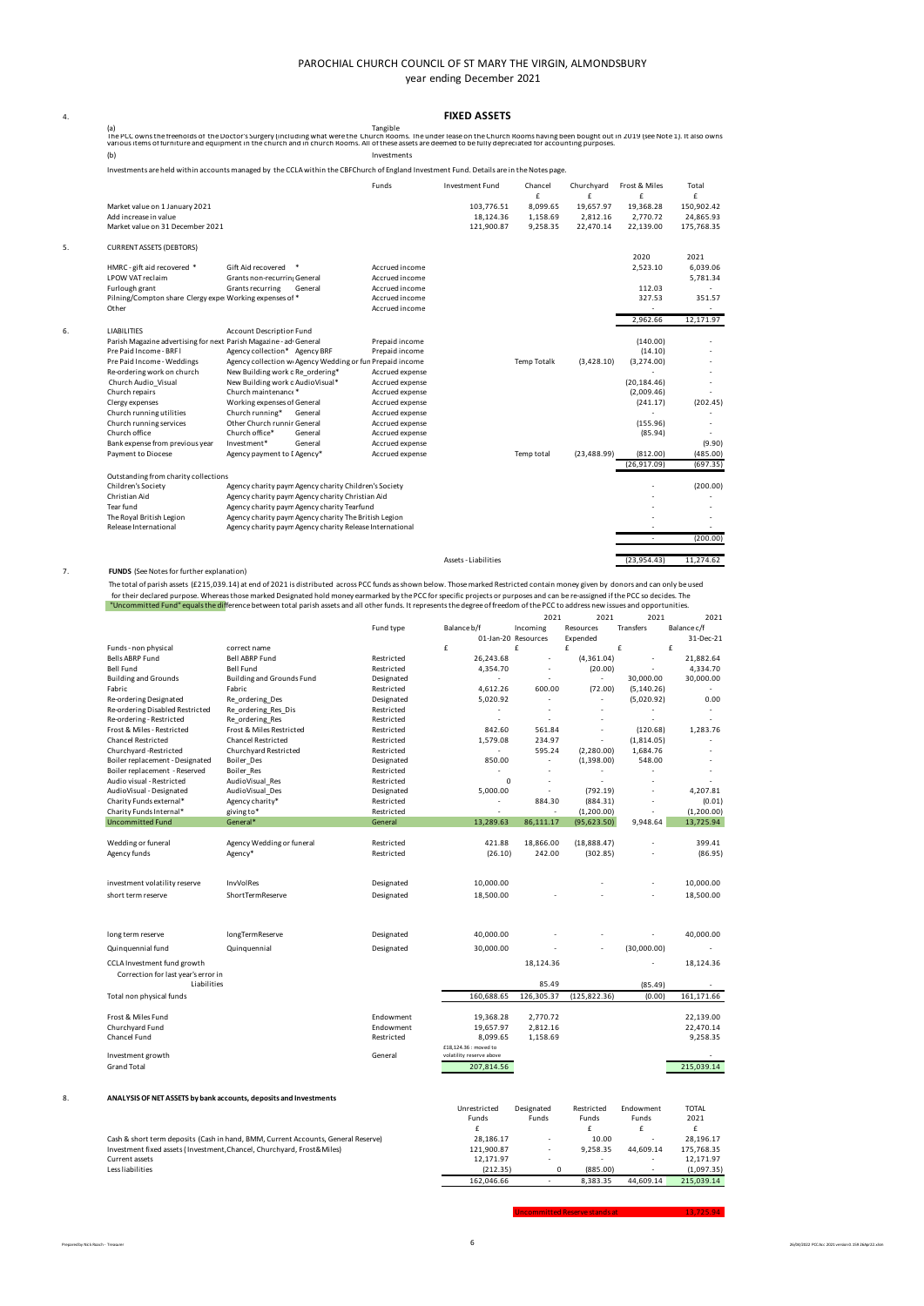# PAROCHIAL CHURCH COUNCIL OF ST MARY THE VIRGIN, ALMONDSBURY

year ending December 2021

## 4. FIXED ASSETS

(a) Tangible

The PCC owns the freeholds of the Doctor's Surgery (including what were the Church Rooms. The under lease on the Church Rooms having been bought out in 2019 (see Note 1). It also owns various items of furniture and equipment in the church and in church Rooms. All of these assets are deemed to be fully depreciated for accounting purposes.

(b) Investments

Investments are held within accounts managed by the CCLA within the CBFChurch of England Investment Fund. Details are in the Notes page.

| | Funds | Investment Fund | Chancel | Churchyard | Frost & Miles | Total |
|---|---|---|---|---|---|---|
| | | | £ | £ | £ | £ |
| Market value on 1 January 2021 | | 103,776.51 | 8,099.65 | 19,657.97 | 19,368.28 | 150,902.42 |
| Add increase in value | | 18,124.36 | 1,158.69 | 2,812.16 | 2,770.72 | 24,865.93 |
| Market value on 31 December 2021 | | 121,900.87 | 9,258.35 | 22,470.14 | 22,139.00 | 175,768.35 |

## 5. CURRENT ASSETS (DEBTORS)

| | | | | | | 2020 | 2021 |
|---|---|---|---|---|---|---|---|
| HMRC - gift aid recovered * | Gift Aid recovered * | | Accrued income | | | 2,523.10 | 6,039.06 |
| LPOW VAT reclaim | Grants non-recurring | General | Accrued income | | | | 5,781.34 |
| Furlough grant | Grants recurring | General | Accrued income | | | 112.03 | - |
| Pilning/Compton share Clergy expe | Working expenses of * | | Accrued income | | | 327.53 | 351.57 |
| Other | | | Accrued income | | | - | - |
| | | | | | | 2,962.66 | 12,171.97 |

## 6. LIABILITIES

| | Account Description | Fund | | | | | |
|---|---|---|---|---|---|---|---|
| Parish Magazine advertising for next | Parish Magazine - ad | General | Prepaid income | | | (140.00) | - |
| Pre Paid Income - BRF I | Agency collection* | Agency BRF | Prepaid income | | | (14.10) | - |
| Pre Paid Income - Weddings | Agency collection w | Agency Wedding or fun | Prepaid income | Temp Totalk | (3,428.10) | (3,274.00) | - |
| Re-ordering work on church | New Building work c | Re_ordering* | Accrued expense | | | - | - |
| Church Audio_Visual | New Building work c | AudioVisual* | Accrued expense | | | (20,184.46) | - |
| Church repairs | Church maintenance* | | Accrued expense | | | (2,009.46) | - |
| Clergy expenses | Working expenses of | General | Accrued expense | | | (241.17) | (202.45) |
| Church running utilities | Church running* | General | Accrued expense | | | - | - |
| Church running services | Other Church runnir | General | Accrued expense | | | (155.96) | - |
| Church office | Church office* | General | Accrued expense | | | (85.94) | - |
| Bank expense from previous year | Investment* | General | Accrued expense | | | | (9.90) |
| Payment to Diocese | Agency payment to [ | Agency* | Accrued expense | Temp total | (23,488.99) | (812.00) | (485.00) |
| | | | | | | (26,917.09) | (697.35) |
| Outstanding from charity collections | | | | | | | |
| Children's Society | Agency charity paym | Agency charity Children's Society | | | | - | (200.00) |
| Christian Aid | Agency charity paym | Agency charity Christian Aid | | | | - | - |
| Tear fund | Agency charity paym | Agency charity Tearfund | | | | - | - |
| The Royal British Legion | Agency charity paym | Agency charity The British Legion | | | | - | - |
| Release International | Agency charity paym | Agency charity Release International | | | | - | - |
| | | | | | | - | (200.00) |
| | | | | Assets - Liabilities | | (23,954.43) | 11,274.62 |

## 7. FUNDS (See Notes for further explanation)

The total of parish assets (£215,039.14) at end of 2021 is distributed across PCC funds as shown below. Those marked Restricted contain money given by donors and can only be used for their declared purpose. Whereas those marked Designated hold money earmarked by the PCC for specific projects or purposes and can be re-assigned if the PCC so decides. The "Uncommitted Fund" equals the difference between total parish assets and all other funds. It represents the degree of freedom of the PCC to address new issues and opportunities.

| | | Fund type | Balance b/f 01-Jan-20 | 2021 Incoming Resources | 2021 Resources Expended | 2021 Transfers | 2021 Balance c/f 31-Dec-21 |
|---|---|---|---|---|---|---|---|
| Funds - non physical | correct name | | £ | £ | £ | £ | £ |
| Bells ABRP Fund | Bell ABRP Fund | Restricted | 26,243.68 | - | (4,361.04) | - | 21,882.64 |
| Bell Fund | Bell Fund | Restricted | 4,354.70 | - | (20.00) | - | 4,334.70 |
| Building and Grounds | Building and Grounds Fund | Designated | - | - | - | 30,000.00 | 30,000.00 |
| Fabric | Fabric | Restricted | 4,612.26 | 600.00 | (72.00) | (5,140.26) | - |
| Re-ordering Designated | Re_ordering_Des | Designated | 5,020.92 | - | - | (5,020.92) | 0.00 |
| Re-ordering Disabled Restricted | Re_ordering_Res_Dis | Restricted | - | - | - | - | - |
| Re-ordering - Restricted | Re_ordering_Res | Restricted | - | - | - | - | - |
| Frost & Miles - Restricted | Frost & Miles Restricted | Restricted | 842.60 | 561.84 | - | (120.68) | 1,283.76 |
| Chancel Restricted | Chancel Restricted | Restricted | 1,579.08 | 234.97 | - | (1,814.05) | - |
| Churchyard -Restricted | Churchyard Restricted | Restricted | - | 595.24 | (2,280.00) | 1,684.76 | - |
| Boiler replacement - Designated | Boiler_Des | Designated | 850.00 | - | (1,398.00) | 548.00 | - |
| Boiler replacement - Reserved | Boiler_Res | Restricted | - | - | - | - | - |
| Audio visual - Restricted | AudioVisual_Res | Restricted | 0 | - | - | - | - |
| AudioVisual - Designated | AudioVisual_Des | Designated | 5,000.00 | - | (792.19) | - | 4,207.81 |
| Charity Funds external* | Agency charity* | Restricted | - | 884.30 | (884.31) | - | (0.01) |
| Charity Funds Internal* | giving to* | Restricted | - | - | (1,200.00) | - | (1,200.00) |
| Uncommitted Fund | General* | General | 13,289.63 | 86,111.17 | (95,623.50) | 9,948.64 | 13,725.94 |
| Wedding or funeral | Agency Wedding or funeral | Restricted | 421.88 | 18,866.00 | (18,888.47) | - | 399.41 |
| Agency funds | Agency* | Restricted | (26.10) | 242.00 | (302.85) | - | (86.95) |
| investment volatility reserve | InvVolRes | Designated | 10,000.00 | - | - | - | 10,000.00 |
| short term reserve | ShortTermReserve | Designated | 18,500.00 | - | - | - | 18,500.00 |
| long term reserve | longTermReserve | Designated | 40,000.00 | - | - | - | 40,000.00 |
| Quinquennial fund | Quinquennial | Designated | 30,000.00 | - | - | (30,000.00) | - |
| CCLA Investment fund growth | | | | 18,124.36 | | - | 18,124.36 |
| Correction for last year's error in Liabilities | | | | 85.49 | | (85.49) | - |
| Total non physical funds | | | 160,688.65 | 126,305.37 | (125,822.36) | (0.00) | 161,171.66 |
| Frost & Miles Fund | | Endowment | 19,368.28 | 2,770.72 | | | 22,139.00 |
| Churchyard Fund | | Endowment | 19,657.97 | 2,812.16 | | | 22,470.14 |
| Chancel Fund | | Restricted | 8,099.65 | 1,158.69 | | | 9,258.35 |
| Investment growth | | General | £18,124.36 - moved to volatility reserve above | | | | - |
| Grand Total | | | 207,814.56 | | | | 215,039.14 |

## 8. ANALYSIS OF NET ASSETS by bank accounts, deposits and Investments

| | Unrestricted Funds | Designated Funds | Restricted Funds | Endowment Funds | TOTAL 2021 |
|---|---|---|---|---|---|
| | £ | £ | £ | £ | £ |
| Cash & short term deposits (Cash in hand, BMM, Current Accounts, General Reserve) | 28,186.17 | - | 10.00 | - | 28,196.17 |
| Investment fixed assets (Investment,Chancel, Churchyard, Frost&Miles) | 121,900.87 | - | 9,258.35 | 44,609.14 | 175,768.35 |
| Current assets | 12,171.97 | - | - | - | 12,171.97 |
| Less liabilities | (212.35) | 0 | (885.00) | - | (1,097.35) |
| | 162,046.66 | - | 8,383.35 | 44,609.14 | 215,039.14 |

Uncommitted Reserve stands at 13,725.94